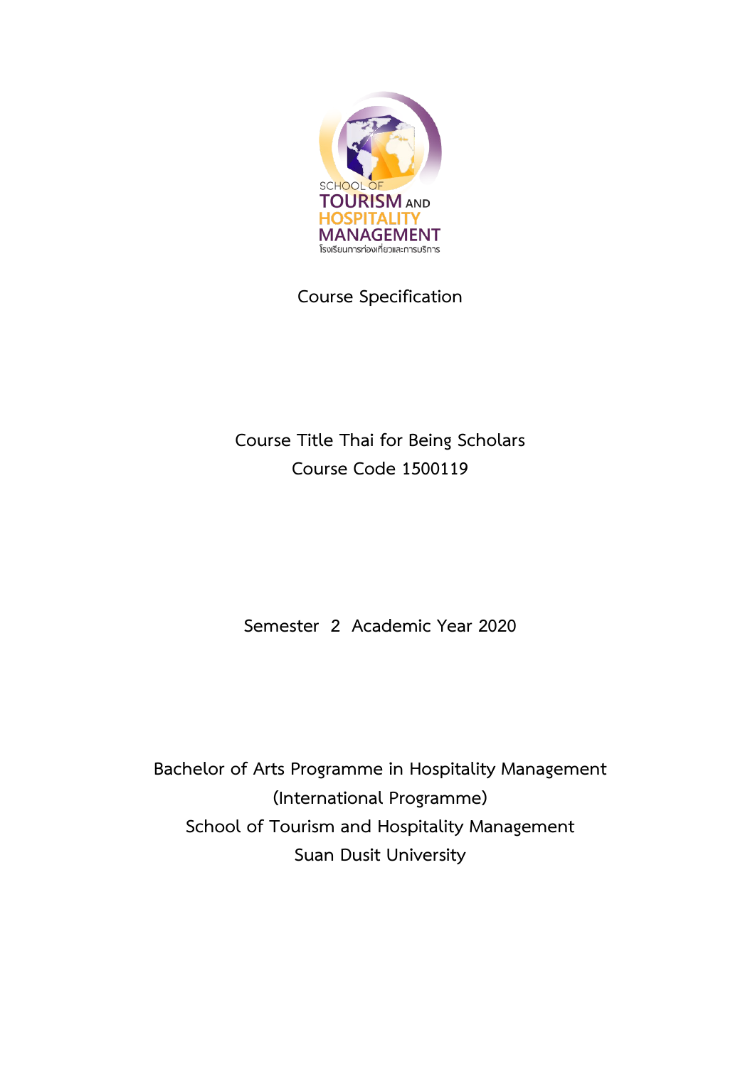SCHOOL OF
TOURISM AND
HOSPITALITY
MANAGEMENT
โรงเรียนการท่องเที่ยวและการบริการ

# Course Specification

**Course Title Thai for Being Scholars**

**Course Code 1500119**

**Semester 2 Academic Year 2020**

**Bachelor of Arts Programme in Hospitality Management**
**(International Programme)**
**School of Tourism and Hospitality Management**
**Suan Dusit University**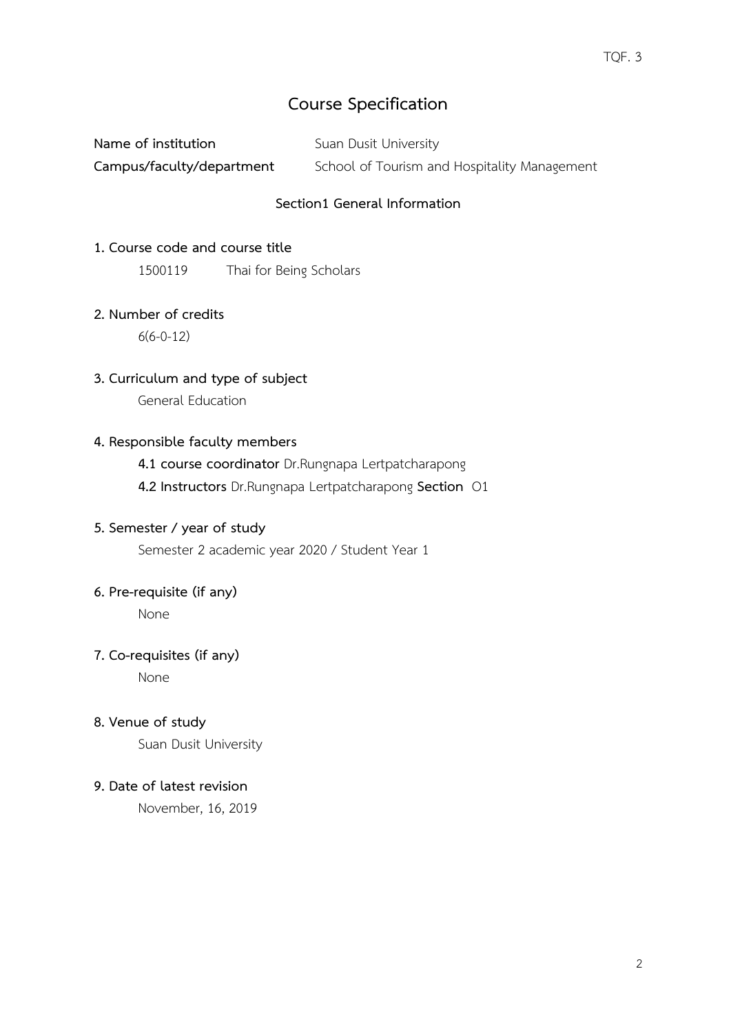# Course Specification

**Name of institution** Suan Dusit University

**Campus/faculty/department** School of Tourism and Hospitality Management

## Section1 General Information

**1. Course code and course title**

1500119 Thai for Being Scholars

**2. Number of credits**

6(6-0-12)

**3. Curriculum and type of subject**

General Education

**4. Responsible faculty members**

**4.1 course coordinator** Dr.Rungnapa Lertpatcharapong

**4.2 Instructors** Dr.Rungnapa Lertpatcharapong **Section** O1

**5. Semester / year of study**

Semester 2 academic year 2020 / Student Year 1

**6. Pre-requisite (if any)**

None

**7. Co-requisites (if any)**

None

**8. Venue of study**

Suan Dusit University

**9. Date of latest revision**

November, 16, 2019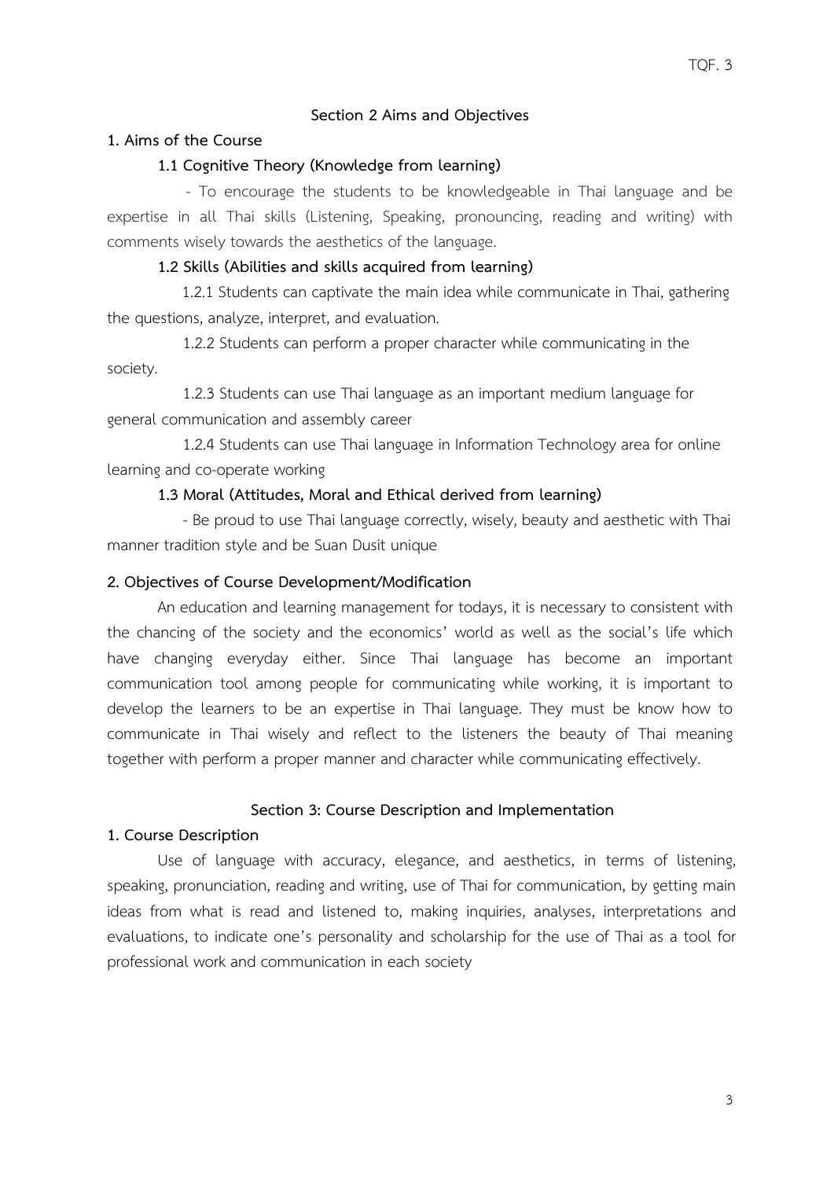## Section 2 Aims and Objectives

**1. Aims of the Course**

**1.1 Cognitive Theory (Knowledge from learning)**

- To encourage the students to be knowledgeable in Thai language and be expertise in all Thai skills (Listening, Speaking, pronouncing, reading and writing) with comments wisely towards the aesthetics of the language.

**1.2 Skills (Abilities and skills acquired from learning)**

1.2.1 Students can captivate the main idea while communicate in Thai, gathering the questions, analyze, interpret, and evaluation.

1.2.2 Students can perform a proper character while communicating in the society.

1.2.3 Students can use Thai language as an important medium language for general communication and assembly career

1.2.4 Students can use Thai language in Information Technology area for online learning and co-operate working

**1.3 Moral (Attitudes, Moral and Ethical derived from learning)**

- Be proud to use Thai language correctly, wisely, beauty and aesthetic with Thai manner tradition style and be Suan Dusit unique

**2. Objectives of Course Development/Modification**

An education and learning management for todays, it is necessary to consistent with the chancing of the society and the economics' world as well as the social's life which have changing everyday either. Since Thai language has become an important communication tool among people for communicating while working, it is important to develop the learners to be an expertise in Thai language. They must be know how to communicate in Thai wisely and reflect to the listeners the beauty of Thai meaning together with perform a proper manner and character while communicating effectively.

## Section 3: Course Description and Implementation

**1. Course Description**

Use of language with accuracy, elegance, and aesthetics, in terms of listening, speaking, pronunciation, reading and writing, use of Thai for communication, by getting main ideas from what is read and listened to, making inquiries, analyses, interpretations and evaluations, to indicate one's personality and scholarship for the use of Thai as a tool for professional work and communication in each society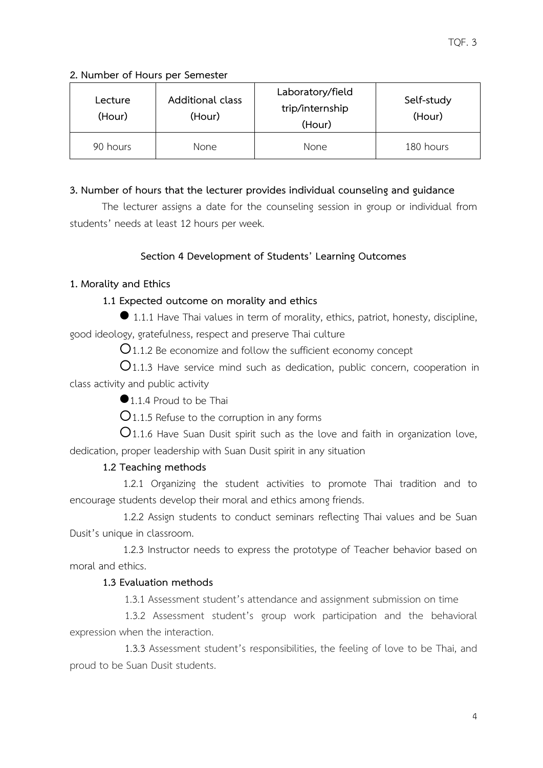**2. Number of Hours per Semester**

| Lecture (Hour) | Additional class (Hour) | Laboratory/field trip/internship (Hour) | Self-study (Hour) |
|---|---|---|---|
| 90 hours | None | None | 180 hours |

**3. Number of hours that the lecturer provides individual counseling and guidance**

The lecturer assigns a date for the counseling session in group or individual from students' needs at least 12 hours per week.

## Section 4 Development of Students' Learning Outcomes

**1. Morality and Ethics**

**1.1 Expected outcome on morality and ethics**

● 1.1.1 Have Thai values in term of morality, ethics, patriot, honesty, discipline, good ideology, gratefulness, respect and preserve Thai culture

○ 1.1.2 Be economize and follow the sufficient economy concept

○ 1.1.3 Have service mind such as dedication, public concern, cooperation in class activity and public activity

● 1.1.4 Proud to be Thai

○ 1.1.5 Refuse to the corruption in any forms

○ 1.1.6 Have Suan Dusit spirit such as the love and faith in organization love, dedication, proper leadership with Suan Dusit spirit in any situation

**1.2 Teaching methods**

1.2.1 Organizing the student activities to promote Thai tradition and to encourage students develop their moral and ethics among friends.

1.2.2 Assign students to conduct seminars reflecting Thai values and be Suan Dusit's unique in classroom.

1.2.3 Instructor needs to express the prototype of Teacher behavior based on moral and ethics.

**1.3 Evaluation methods**

1.3.1 Assessment student's attendance and assignment submission on time

1.3.2 Assessment student's group work participation and the behavioral expression when the interaction.

1.3.3 Assessment student's responsibilities, the feeling of love to be Thai, and proud to be Suan Dusit students.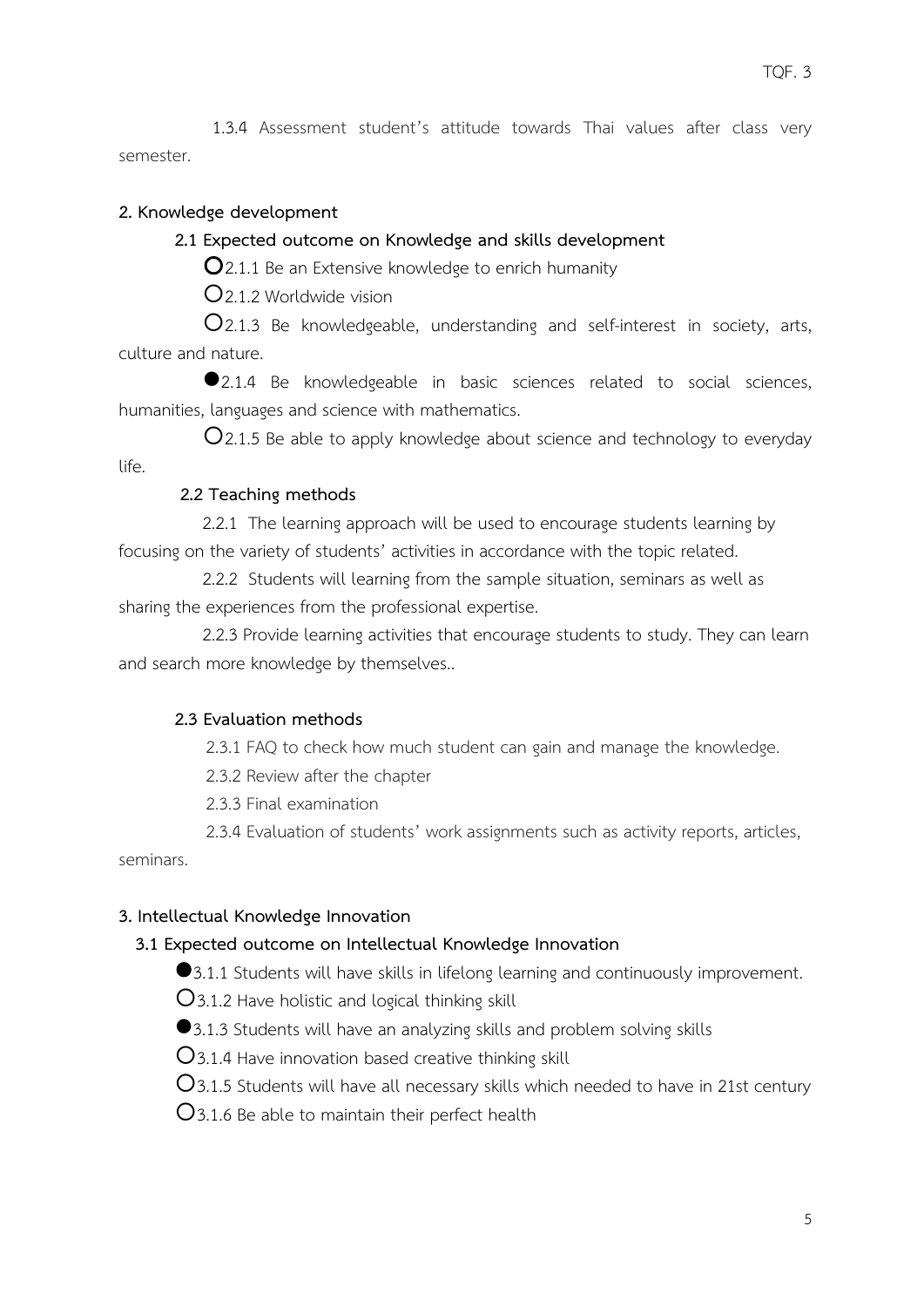1.3.4 Assessment student's attitude towards Thai values after class very semester.

**2. Knowledge development**

**2.1 Expected outcome on Knowledge and skills development**

○2.1.1 Be an Extensive knowledge to enrich humanity

○2.1.2 Worldwide vision

○2.1.3 Be knowledgeable, understanding and self-interest in society, arts, culture and nature.

●2.1.4 Be knowledgeable in basic sciences related to social sciences, humanities, languages and science with mathematics.

○2.1.5 Be able to apply knowledge about science and technology to everyday life.

**2.2 Teaching methods**

2.2.1 The learning approach will be used to encourage students learning by focusing on the variety of students' activities in accordance with the topic related.

2.2.2 Students will learning from the sample situation, seminars as well as sharing the experiences from the professional expertise.

2.2.3 Provide learning activities that encourage students to study. They can learn and search more knowledge by themselves..

**2.3 Evaluation methods**

2.3.1 FAQ to check how much student can gain and manage the knowledge.

2.3.2 Review after the chapter

2.3.3 Final examination

2.3.4 Evaluation of students' work assignments such as activity reports, articles, seminars.

**3. Intellectual Knowledge Innovation**

**3.1 Expected outcome on Intellectual Knowledge Innovation**

●3.1.1 Students will have skills in lifelong learning and continuously improvement.

○3.1.2 Have holistic and logical thinking skill

●3.1.3 Students will have an analyzing skills and problem solving skills

○3.1.4 Have innovation based creative thinking skill

○3.1.5 Students will have all necessary skills which needed to have in 21st century

○3.1.6 Be able to maintain their perfect health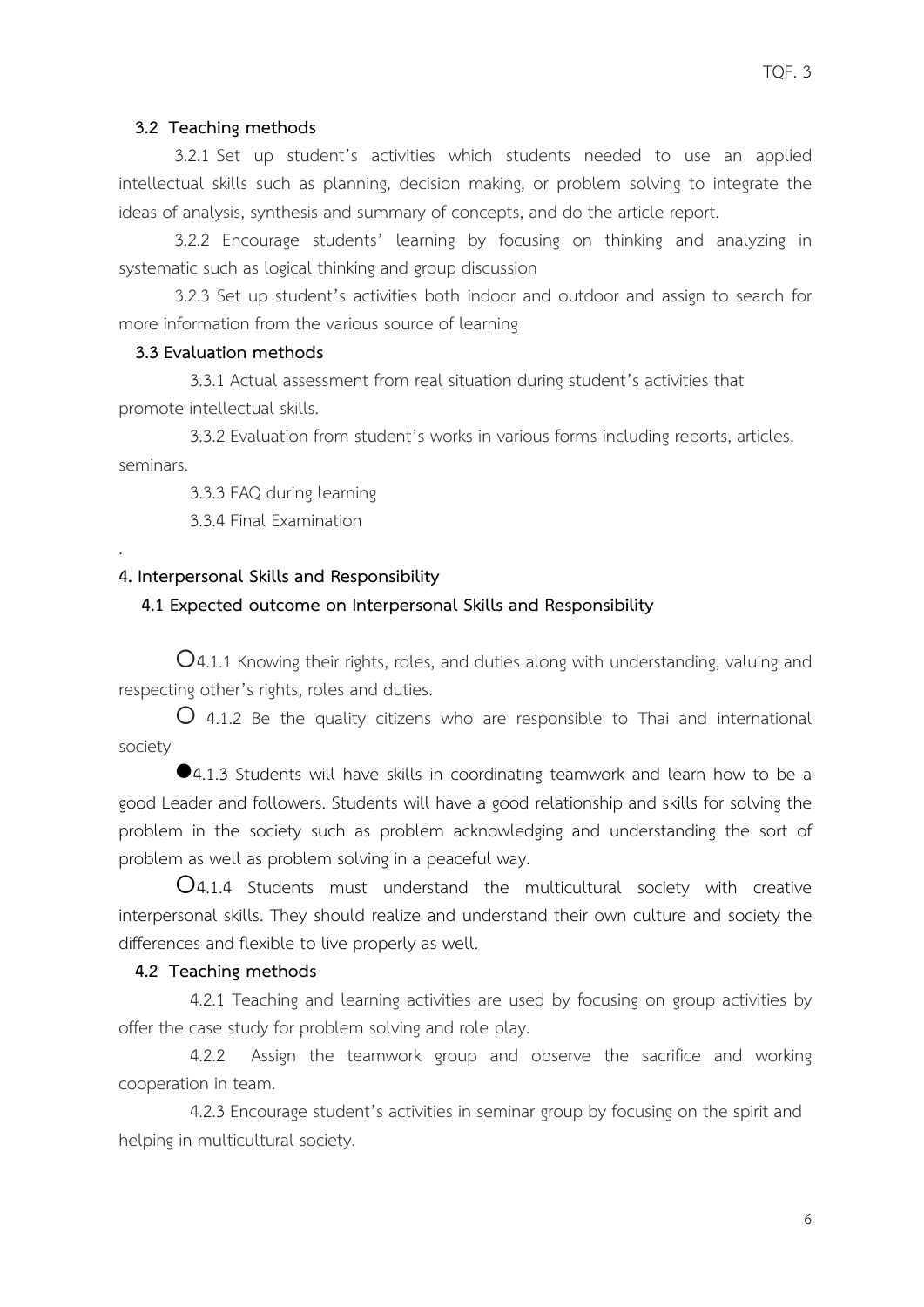**3.2 Teaching methods**

3.2.1 Set up student's activities which students needed to use an applied intellectual skills such as planning, decision making, or problem solving to integrate the ideas of analysis, synthesis and summary of concepts, and do the article report.

3.2.2 Encourage students' learning by focusing on thinking and analyzing in systematic such as logical thinking and group discussion

3.2.3 Set up student's activities both indoor and outdoor and assign to search for more information from the various source of learning

**3.3 Evaluation methods**

3.3.1 Actual assessment from real situation during student's activities that promote intellectual skills.

3.3.2 Evaluation from student's works in various forms including reports, articles, seminars.

3.3.3 FAQ during learning

3.3.4 Final Examination

.

**4. Interpersonal Skills and Responsibility**

**4.1 Expected outcome on Interpersonal Skills and Responsibility**

○4.1.1 Knowing their rights, roles, and duties along with understanding, valuing and respecting other's rights, roles and duties.

○ 4.1.2 Be the quality citizens who are responsible to Thai and international society

●4.1.3 Students will have skills in coordinating teamwork and learn how to be a good Leader and followers. Students will have a good relationship and skills for solving the problem in the society such as problem acknowledging and understanding the sort of problem as well as problem solving in a peaceful way.

○4.1.4 Students must understand the multicultural society with creative interpersonal skills. They should realize and understand their own culture and society the differences and flexible to live properly as well.

**4.2 Teaching methods**

4.2.1 Teaching and learning activities are used by focusing on group activities by offer the case study for problem solving and role play.

4.2.2 Assign the teamwork group and observe the sacrifice and working cooperation in team.

4.2.3 Encourage student's activities in seminar group by focusing on the spirit and helping in multicultural society.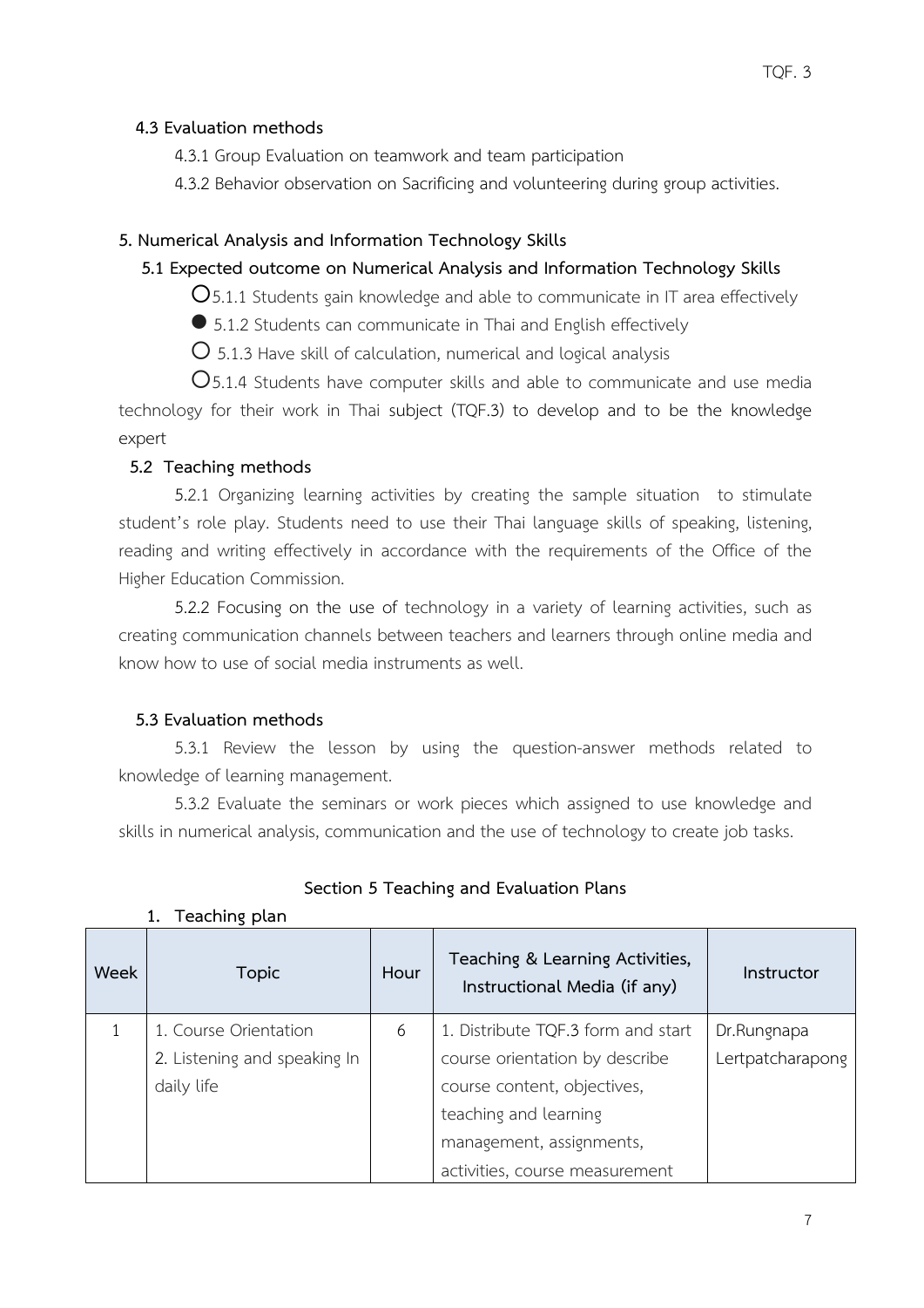**4.3 Evaluation methods**

4.3.1 Group Evaluation on teamwork and team participation

4.3.2 Behavior observation on Sacrificing and volunteering during group activities.

**5. Numerical Analysis and Information Technology Skills**

**5.1 Expected outcome on Numerical Analysis and Information Technology Skills**

○ 5.1.1 Students gain knowledge and able to communicate in IT area effectively

● 5.1.2 Students can communicate in Thai and English effectively

○ 5.1.3 Have skill of calculation, numerical and logical analysis

○ 5.1.4 Students have computer skills and able to communicate and use media technology for their work in Thai subject (TQF.3) to develop and to be the knowledge expert

**5.2 Teaching methods**

5.2.1 Organizing learning activities by creating the sample situation to stimulate student's role play. Students need to use their Thai language skills of speaking, listening, reading and writing effectively in accordance with the requirements of the Office of the Higher Education Commission.

5.2.2 Focusing on the use of technology in a variety of learning activities, such as creating communication channels between teachers and learners through online media and know how to use of social media instruments as well.

**5.3 Evaluation methods**

5.3.1 Review the lesson by using the question-answer methods related to knowledge of learning management.

5.3.2 Evaluate the seminars or work pieces which assigned to use knowledge and skills in numerical analysis, communication and the use of technology to create job tasks.

## Section 5 Teaching and Evaluation Plans

**1. Teaching plan**

| Week | Topic | Hour | Teaching & Learning Activities, Instructional Media (if any) | Instructor |
|---|---|---|---|---|
| 1 | 1. Course Orientation<br>2. Listening and speaking In daily life | 6 | 1. Distribute TQF.3 form and start course orientation by describe course content, objectives, teaching and learning management, assignments, activities, course measurement | Dr.Rungnapa Lertpatcharapong |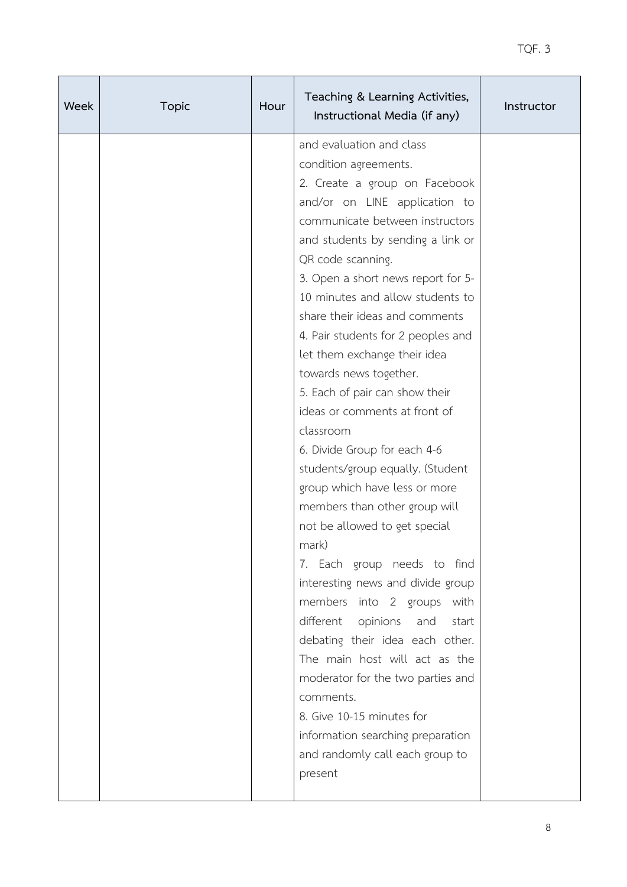| Week | Topic | Hour | Teaching & Learning Activities, Instructional Media (if any) | Instructor |
| --- | --- | --- | --- | --- |
| | | | and evaluation and class condition agreements.<br>2. Create a group on Facebook and/or on LINE application to communicate between instructors and students by sending a link or QR code scanning.<br>3. Open a short news report for 5-10 minutes and allow students to share their ideas and comments<br>4. Pair students for 2 peoples and let them exchange their idea towards news together.<br>5. Each of pair can show their ideas or comments at front of classroom<br>6. Divide Group for each 4-6 students/group equally. (Student group which have less or more members than other group will not be allowed to get special mark)<br>7. Each group needs to find interesting news and divide group members into 2 groups with different opinions and start debating their idea each other. The main host will act as the moderator for the two parties and comments.<br>8. Give 10-15 minutes for information searching preparation and randomly call each group to present | |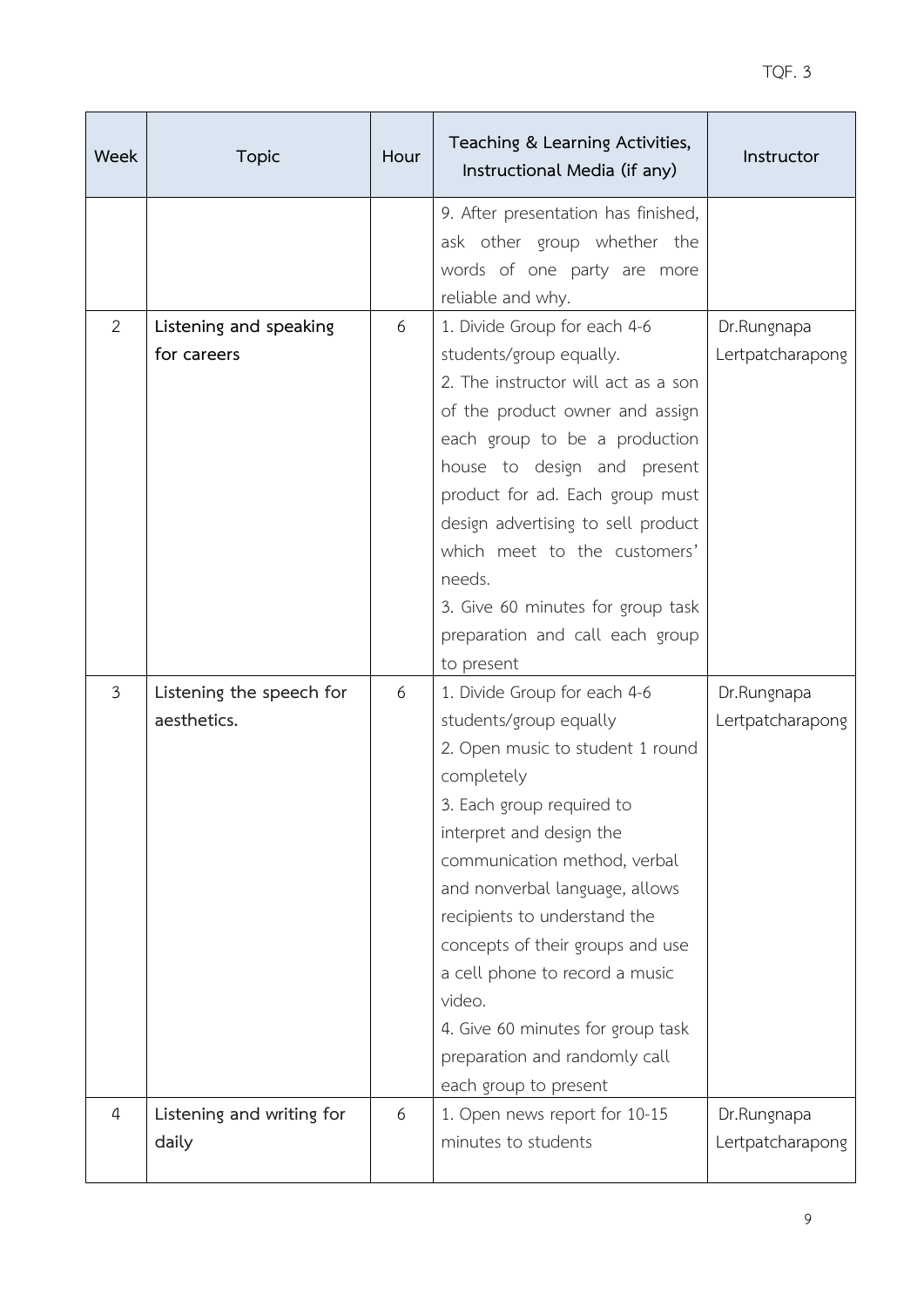| Week | Topic | Hour | Teaching & Learning Activities, Instructional Media (if any) | Instructor |
|---|---|---|---|---|
| | | | 9. After presentation has finished, ask other group whether the words of one party are more reliable and why. | |
| 2 | **Listening and speaking for careers** | 6 | 1. Divide Group for each 4-6 students/group equally.<br>2. The instructor will act as a son of the product owner and assign each group to be a production house to design and present product for ad. Each group must design advertising to sell product which meet to the customers' needs.<br>3. Give 60 minutes for group task preparation and call each group to present | Dr.Rungnapa Lertpatcharapong |
| 3 | **Listening the speech for aesthetics.** | 6 | 1. Divide Group for each 4-6 students/group equally<br>2. Open music to student 1 round completely<br>3. Each group required to interpret and design the communication method, verbal and nonverbal language, allows recipients to understand the concepts of their groups and use a cell phone to record a music video.<br>4. Give 60 minutes for group task preparation and randomly call each group to present | Dr.Rungnapa Lertpatcharapong |
| 4 | **Listening and writing for daily** | 6 | 1. Open news report for 10-15 minutes to students | Dr.Rungnapa Lertpatcharapong |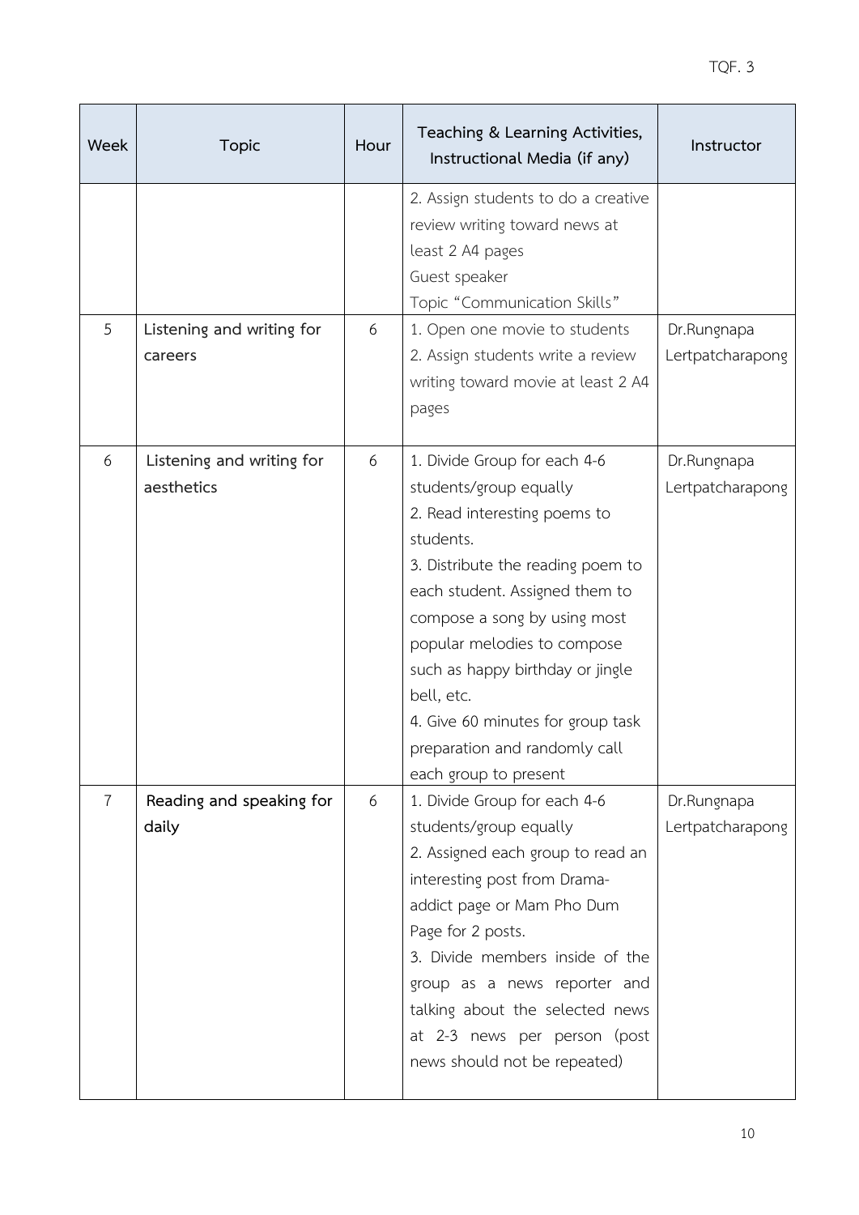| Week | Topic | Hour | Teaching & Learning Activities, Instructional Media (if any) | Instructor |
|---|---|---|---|---|
| | | | 2. Assign students to do a creative review writing toward news at least 2 A4 pages<br>Guest speaker<br>Topic "Communication Skills" | |
| 5 | Listening and writing for careers | 6 | 1. Open one movie to students<br>2. Assign students write a review writing toward movie at least 2 A4 pages | Dr.Rungnapa Lertpatcharapong |
| 6 | Listening and writing for aesthetics | 6 | 1. Divide Group for each 4-6 students/group equally<br>2. Read interesting poems to students.<br>3. Distribute the reading poem to each student. Assigned them to compose a song by using most popular melodies to compose such as happy birthday or jingle bell, etc.<br>4. Give 60 minutes for group task preparation and randomly call each group to present | Dr.Rungnapa Lertpatcharapong |
| 7 | Reading and speaking for daily | 6 | 1. Divide Group for each 4-6 students/group equally<br>2. Assigned each group to read an interesting post from Drama-addict page or Mam Pho Dum Page for 2 posts.<br>3. Divide members inside of the group as a news reporter and talking about the selected news at 2-3 news per person (post news should not be repeated) | Dr.Rungnapa Lertpatcharapong |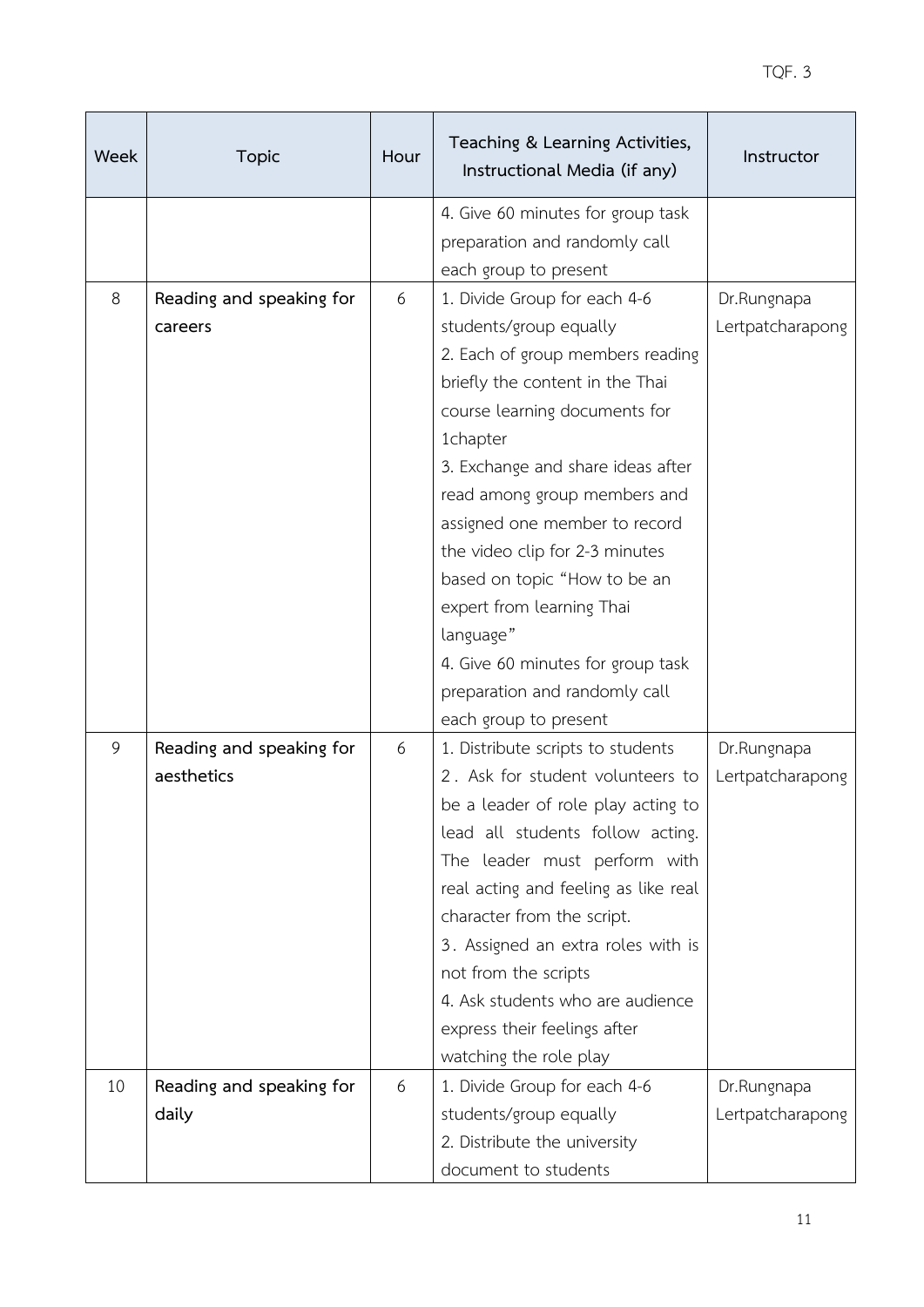| Week | Topic | Hour | Teaching & Learning Activities, Instructional Media (if any) | Instructor |
|---|---|---|---|---|
| | | | 4. Give 60 minutes for group task preparation and randomly call each group to present | |
| 8 | **Reading and speaking for careers** | 6 | 1. Divide Group for each 4-6 students/group equally<br>2. Each of group members reading briefly the content in the Thai course learning documents for 1chapter<br>3. Exchange and share ideas after read among group members and assigned one member to record the video clip for 2-3 minutes based on topic "How to be an expert from learning Thai language"<br>4. Give 60 minutes for group task preparation and randomly call each group to present | Dr.Rungnapa Lertpatcharapong |
| 9 | **Reading and speaking for aesthetics** | 6 | 1. Distribute scripts to students<br>2. Ask for student volunteers to be a leader of role play acting to lead all students follow acting. The leader must perform with real acting and feeling as like real character from the script.<br>3. Assigned an extra roles with is not from the scripts<br>4. Ask students who are audience express their feelings after watching the role play | Dr.Rungnapa Lertpatcharapong |
| 10 | **Reading and speaking for daily** | 6 | 1. Divide Group for each 4-6 students/group equally<br>2. Distribute the university document to students | Dr.Rungnapa Lertpatcharapong |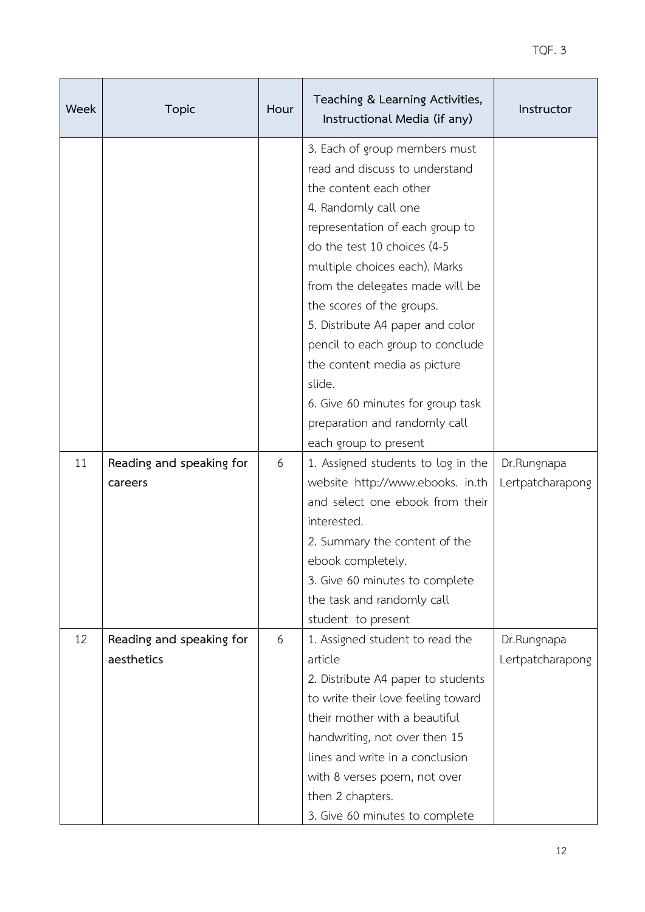| Week | Topic | Hour | Teaching & Learning Activities, Instructional Media (if any) | Instructor |
|---|---|---|---|---|
| | | | 3. Each of group members must read and discuss to understand the content each other<br>4. Randomly call one representation of each group to do the test 10 choices (4-5 multiple choices each). Marks from the delegates made will be the scores of the groups.<br>5. Distribute A4 paper and color pencil to each group to conclude the content media as picture slide.<br>6. Give 60 minutes for group task preparation and randomly call each group to present | |
| 11 | **Reading and speaking for careers** | 6 | 1. Assigned students to log in the website http://www.ebooks. in.th and select one ebook from their interested.<br>2. Summary the content of the ebook completely.<br>3. Give 60 minutes to complete the task and randomly call student to present | Dr.Rungnapa Lertpatcharapong |
| 12 | **Reading and speaking for aesthetics** | 6 | 1. Assigned student to read the article<br>2. Distribute A4 paper to students to write their love feeling toward their mother with a beautiful handwriting, not over then 15 lines and write in a conclusion with 8 verses poem, not over then 2 chapters.<br>3. Give 60 minutes to complete | Dr.Rungnapa Lertpatcharapong |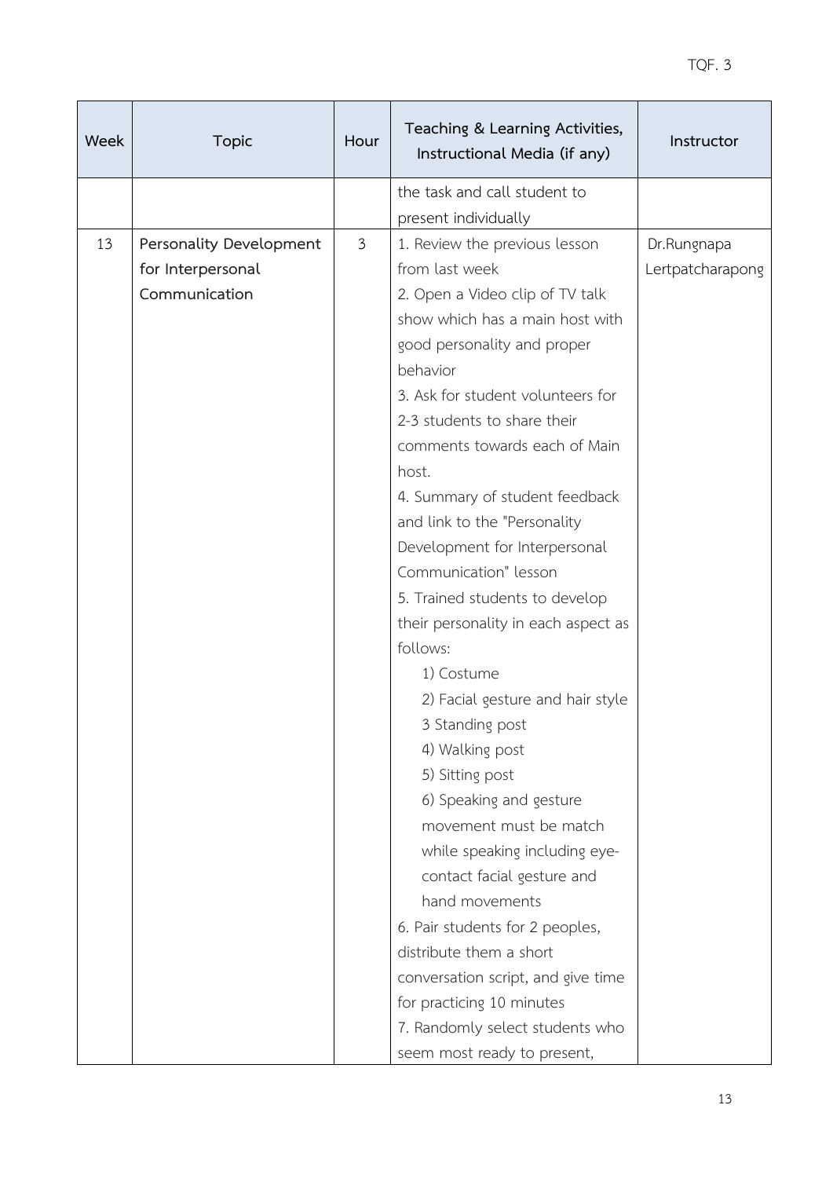| Week | Topic | Hour | Teaching & Learning Activities, Instructional Media (if any) | Instructor |
|---|---|---|---|---|
| | | | the task and call student to present individually | |
| 13 | **Personality Development for Interpersonal Communication** | 3 | 1. Review the previous lesson from last week<br>2. Open a Video clip of TV talk show which has a main host with good personality and proper behavior<br>3. Ask for student volunteers for 2-3 students to share their comments towards each of Main host.<br>4. Summary of student feedback and link to the "Personality Development for Interpersonal Communication" lesson<br>5. Trained students to develop their personality in each aspect as follows:<br>1) Costume<br>2) Facial gesture and hair style<br>3 Standing post<br>4) Walking post<br>5) Sitting post<br>6) Speaking and gesture movement must be match while speaking including eye-contact facial gesture and hand movements<br>6. Pair students for 2 peoples, distribute them a short conversation script, and give time for practicing 10 minutes<br>7. Randomly select students who seem most ready to present, | Dr.Rungnapa Lertpatcharapong |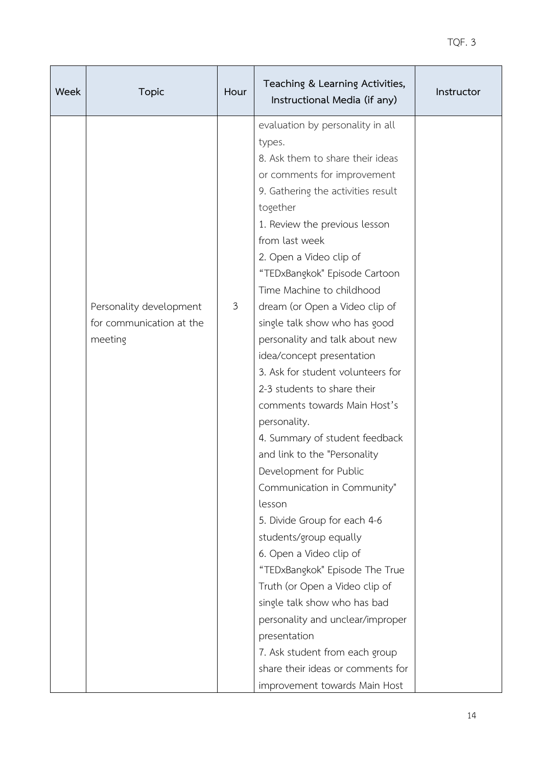| Week | Topic | Hour | Teaching & Learning Activities, Instructional Media (if any) | Instructor |
|---|---|---|---|---|
| | Personality development for communication at the meeting | 3 | evaluation by personality in all types.<br>8. Ask them to share their ideas or comments for improvement<br>9. Gathering the activities result together<br>1. Review the previous lesson from last week<br>2. Open a Video clip of "TEDxBangkok" Episode Cartoon Time Machine to childhood dream (or Open a Video clip of single talk show who has good personality and talk about new idea/concept presentation<br>3. Ask for student volunteers for 2-3 students to share their comments towards Main Host's personality.<br>4. Summary of student feedback and link to the "Personality Development for Public Communication in Community" lesson<br>5. Divide Group for each 4-6 students/group equally<br>6. Open a Video clip of "TEDxBangkok" Episode The True Truth (or Open a Video clip of single talk show who has bad personality and unclear/improper presentation<br>7. Ask student from each group share their ideas or comments for improvement towards Main Host | |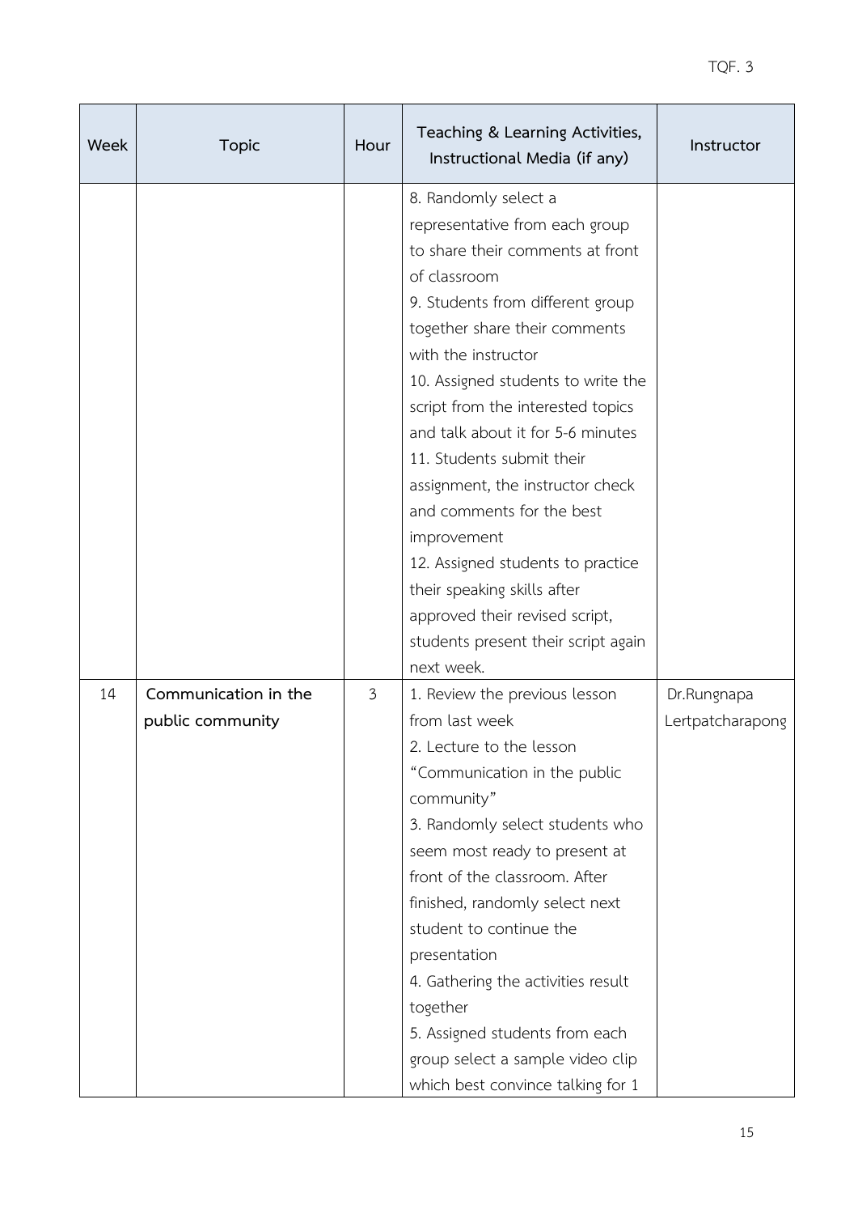| Week | Topic | Hour | Teaching & Learning Activities, Instructional Media (if any) | Instructor |
|---|---|---|---|---|
| | | | 8. Randomly select a representative from each group to share their comments at front of classroom<br>9. Students from different group together share their comments with the instructor<br>10. Assigned students to write the script from the interested topics and talk about it for 5-6 minutes<br>11. Students submit their assignment, the instructor check and comments for the best improvement<br>12. Assigned students to practice their speaking skills after approved their revised script, students present their script again next week. | |
| 14 | **Communication in the public community** | 3 | 1. Review the previous lesson from last week<br>2. Lecture to the lesson "Communication in the public community"<br>3. Randomly select students who seem most ready to present at front of the classroom. After finished, randomly select next student to continue the presentation<br>4. Gathering the activities result together<br>5. Assigned students from each group select a sample video clip which best convince talking for 1 | Dr.Rungnapa Lertpatcharapong |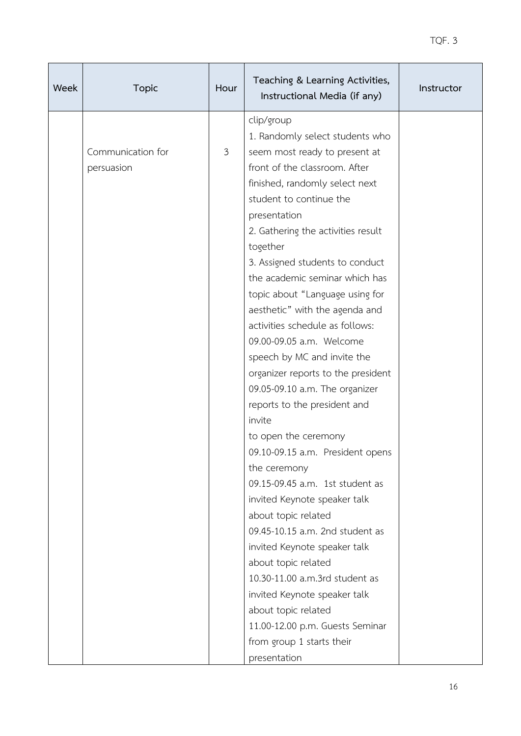| Week | Topic | Hour | Teaching & Learning Activities, Instructional Media (if any) | Instructor |
|---|---|---|---|---|
| | Communication for persuasion | 3 | clip/group<br>1. Randomly select students who seem most ready to present at front of the classroom. After finished, randomly select next student to continue the presentation<br>2. Gathering the activities result together<br>3. Assigned students to conduct the academic seminar which has topic about "Language using for aesthetic" with the agenda and activities schedule as follows:<br>09.00-09.05 a.m. Welcome speech by MC and invite the organizer reports to the president<br>09.05-09.10 a.m. The organizer reports to the president and invite<br>to open the ceremony<br>09.10-09.15 a.m. President opens the ceremony<br>09.15-09.45 a.m. 1st student as invited Keynote speaker talk about topic related<br>09.45-10.15 a.m. 2nd student as invited Keynote speaker talk about topic related<br>10.30-11.00 a.m.3rd student as invited Keynote speaker talk about topic related<br>11.00-12.00 p.m. Guests Seminar from group 1 starts their presentation | |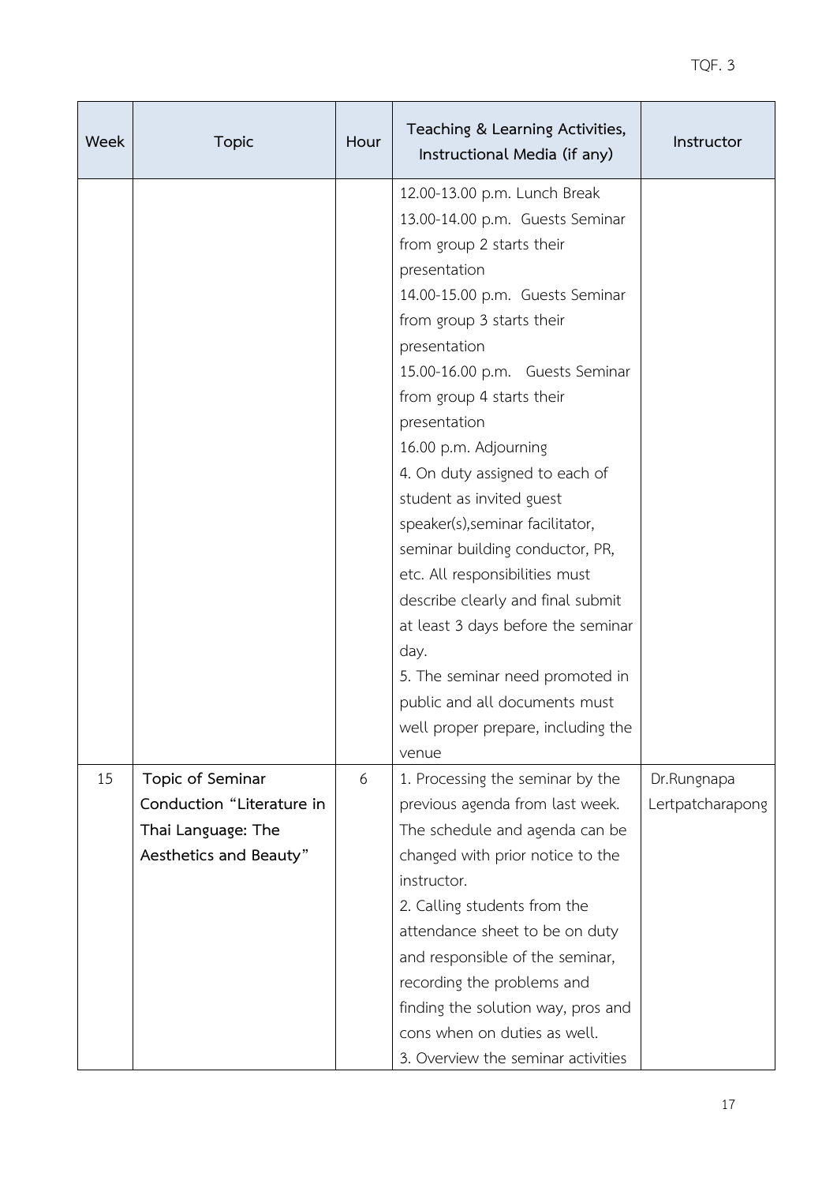| Week | Topic | Hour | Teaching & Learning Activities, Instructional Media (if any) | Instructor |
|---|---|---|---|---|
| | | | 12.00-13.00 p.m. Lunch Break<br>13.00-14.00 p.m. Guests Seminar from group 2 starts their presentation<br>14.00-15.00 p.m. Guests Seminar from group 3 starts their presentation<br>15.00-16.00 p.m. Guests Seminar from group 4 starts their presentation<br>16.00 p.m. Adjourning<br>4. On duty assigned to each of student as invited guest speaker(s),seminar facilitator, seminar building conductor, PR, etc. All responsibilities must describe clearly and final submit at least 3 days before the seminar day.<br>5. The seminar need promoted in public and all documents must well proper prepare, including the venue | |
| 15 | **Topic of Seminar Conduction "Literature in Thai Language: The Aesthetics and Beauty"** | 6 | 1. Processing the seminar by the previous agenda from last week. The schedule and agenda can be changed with prior notice to the instructor.<br>2. Calling students from the attendance sheet to be on duty and responsible of the seminar, recording the problems and finding the solution way, pros and cons when on duties as well.<br>3. Overview the seminar activities | Dr.Rungnapa Lertpatcharapong |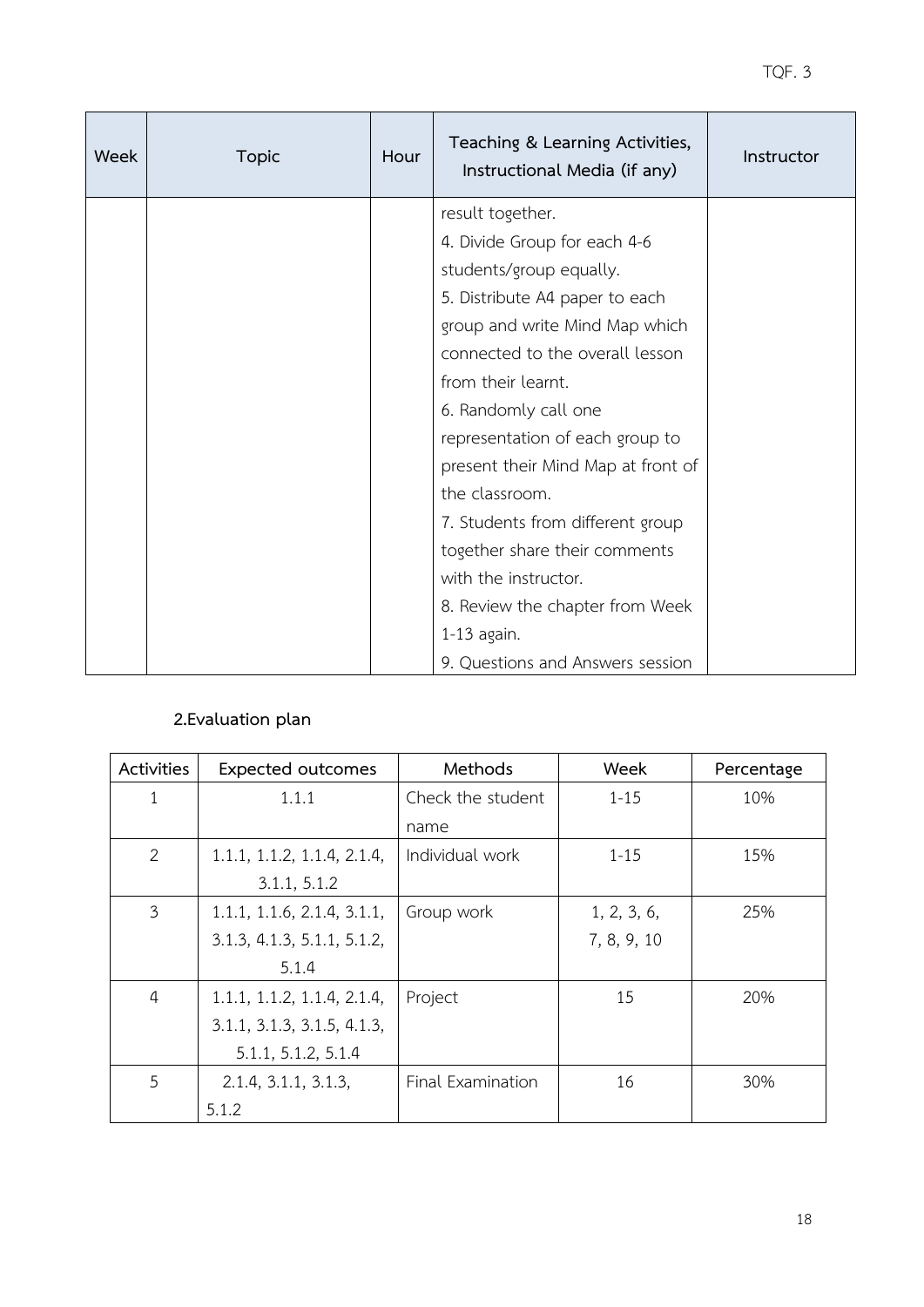| Week | Topic | Hour | Teaching & Learning Activities, Instructional Media (if any) | Instructor |
|---|---|---|---|---|
| | | | result together.<br>4. Divide Group for each 4-6 students/group equally.<br>5. Distribute A4 paper to each group and write Mind Map which connected to the overall lesson from their learnt.<br>6. Randomly call one representation of each group to present their Mind Map at front of the classroom.<br>7. Students from different group together share their comments with the instructor.<br>8. Review the chapter from Week 1-13 again.<br>9. Questions and Answers session | |

## 2.Evaluation plan

| Activities | Expected outcomes | Methods | Week | Percentage |
|---|---|---|---|---|
| 1 | 1.1.1 | Check the student name | 1-15 | 10% |
| 2 | 1.1.1, 1.1.2, 1.1.4, 2.1.4, 3.1.1, 5.1.2 | Individual work | 1-15 | 15% |
| 3 | 1.1.1, 1.1.6, 2.1.4, 3.1.1, 3.1.3, 4.1.3, 5.1.1, 5.1.2, 5.1.4 | Group work | 1, 2, 3, 6, 7, 8, 9, 10 | 25% |
| 4 | 1.1.1, 1.1.2, 1.1.4, 2.1.4, 3.1.1, 3.1.3, 3.1.5, 4.1.3, 5.1.1, 5.1.2, 5.1.4 | Project | 15 | 20% |
| 5 | 2.1.4, 3.1.1, 3.1.3, 5.1.2 | Final Examination | 16 | 30% |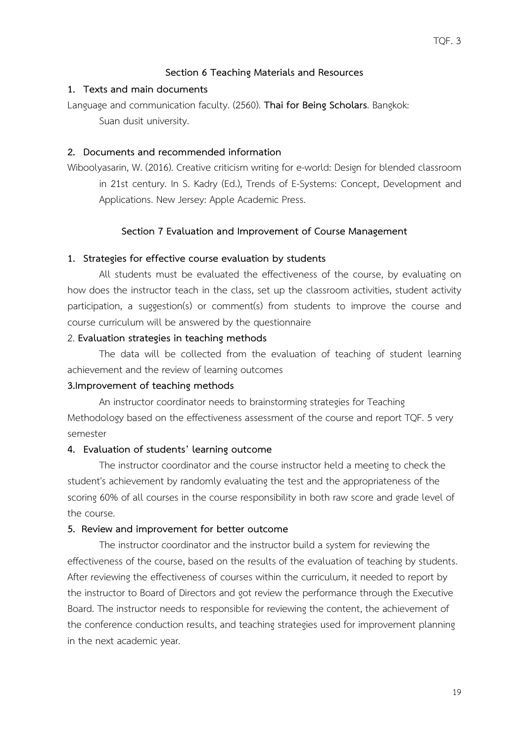## Section 6 Teaching Materials and Resources

### 1. Texts and main documents

Language and communication faculty. (2560). **Thai for Being Scholars**. Bangkok: Suan dusit university.

### 2. Documents and recommended information

Wiboolyasarin, W. (2016). Creative criticism writing for e-world: Design for blended classroom in 21st century. In S. Kadry (Ed.), Trends of E-Systems: Concept, Development and Applications. New Jersey: Apple Academic Press.

## Section 7 Evaluation and Improvement of Course Management

### 1. Strategies for effective course evaluation by students

All students must be evaluated the effectiveness of the course, by evaluating on how does the instructor teach in the class, set up the classroom activities, student activity participation, a suggestion(s) or comment(s) from students to improve the course and course curriculum will be answered by the questionnaire

### 2. Evaluation strategies in teaching methods

The data will be collected from the evaluation of teaching of student learning achievement and the review of learning outcomes

### 3.Improvement of teaching methods

An instructor coordinator needs to brainstorming strategies for Teaching Methodology based on the effectiveness assessment of the course and report TQF. 5 very semester

### 4. Evaluation of students' learning outcome

The instructor coordinator and the course instructor held a meeting to check the student's achievement by randomly evaluating the test and the appropriateness of the scoring 60% of all courses in the course responsibility in both raw score and grade level of the course.

### 5. Review and improvement for better outcome

The instructor coordinator and the instructor build a system for reviewing the effectiveness of the course, based on the results of the evaluation of teaching by students. After reviewing the effectiveness of courses within the curriculum, it needed to report by the instructor to Board of Directors and got review the performance through the Executive Board. The instructor needs to responsible for reviewing the content, the achievement of the conference conduction results, and teaching strategies used for improvement planning in the next academic year.